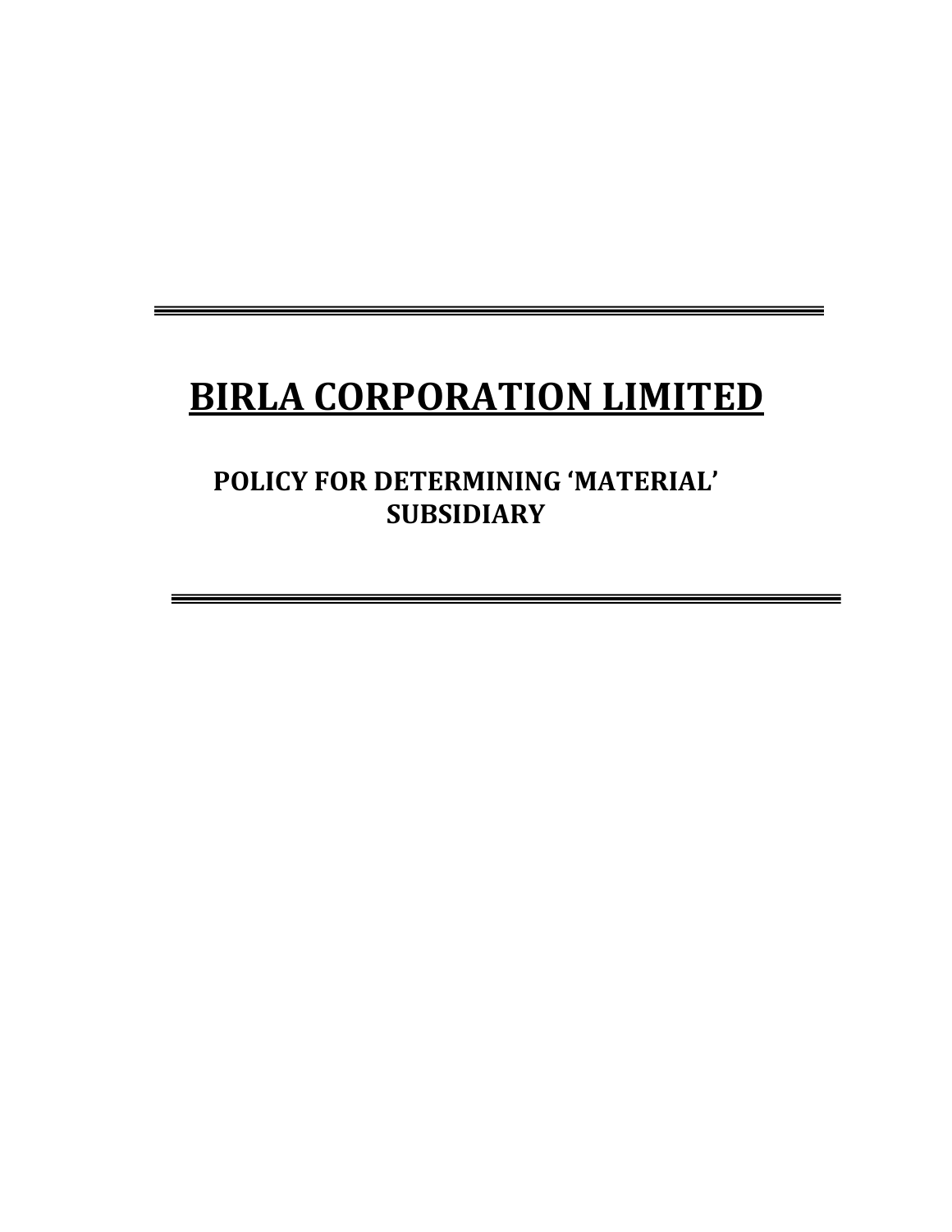# BIRLA CORPORATION LIMITED

## POLICY FOR DETERMINING 'MATERIAL' SUBSIDIARY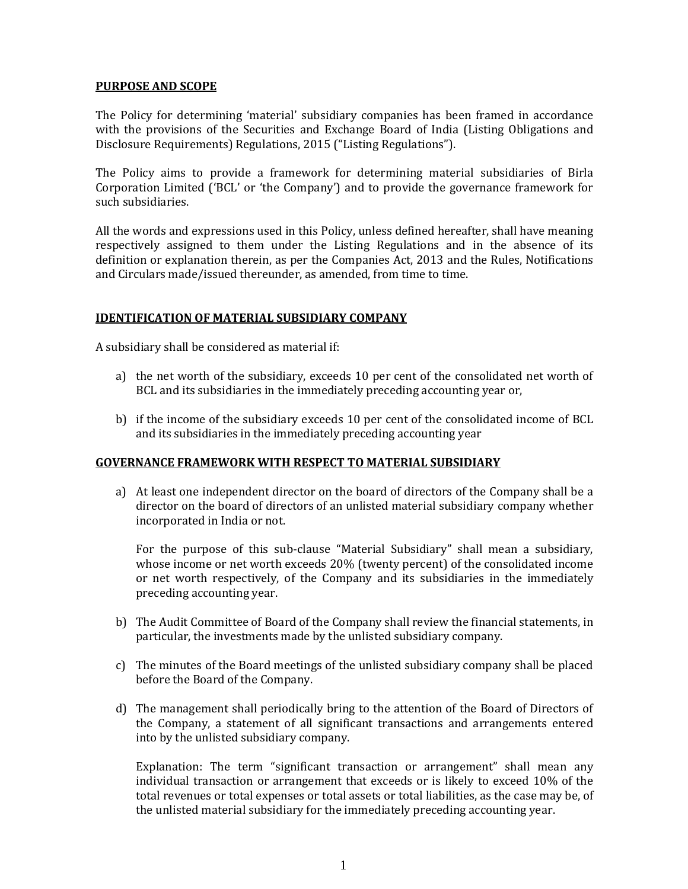## PURPOSE AND SCOPE

The Policy for determining 'material' subsidiary companies has been framed in accordance with the provisions of the Securities and Exchange Board of India (Listing Obligations and Disclosure Requirements) Regulations, 2015 ("Listing Regulations").

The Policy aims to provide a framework for determining material subsidiaries of Birla Corporation Limited ('BCL' or 'the Company') and to provide the governance framework for such subsidiaries.

All the words and expressions used in this Policy, unless defined hereafter, shall have meaning respectively assigned to them under the Listing Regulations and in the absence of its definition or explanation therein, as per the Companies Act, 2013 and the Rules, Notifications and Circulars made/issued thereunder, as amended, from time to time.

## IDENTIFICATION OF MATERIAL SUBSIDIARY COMPANY

A subsidiary shall be considered as material if:

a) the net worth of the subsidiary, exceeds 10 per cent of the consolidated net worth of BCL and its subsidiaries in the immediately preceding accounting year or,

b) if the income of the subsidiary exceeds 10 per cent of the consolidated income of BCL and its subsidiaries in the immediately preceding accounting year

## GOVERNANCE FRAMEWORK WITH RESPECT TO MATERIAL SUBSIDIARY

a) At least one independent director on the board of directors of the Company shall be a director on the board of directors of an unlisted material subsidiary company whether incorporated in India or not.

   For the purpose of this sub-clause "Material Subsidiary" shall mean a subsidiary, whose income or net worth exceeds 20% (twenty percent) of the consolidated income or net worth respectively, of the Company and its subsidiaries in the immediately preceding accounting year.

b) The Audit Committee of Board of the Company shall review the financial statements, in particular, the investments made by the unlisted subsidiary company.

c) The minutes of the Board meetings of the unlisted subsidiary company shall be placed before the Board of the Company.

d) The management shall periodically bring to the attention of the Board of Directors of the Company, a statement of all significant transactions and arrangements entered into by the unlisted subsidiary company.

   Explanation: The term "significant transaction or arrangement" shall mean any individual transaction or arrangement that exceeds or is likely to exceed 10% of the total revenues or total expenses or total assets or total liabilities, as the case may be, of the unlisted material subsidiary for the immediately preceding accounting year.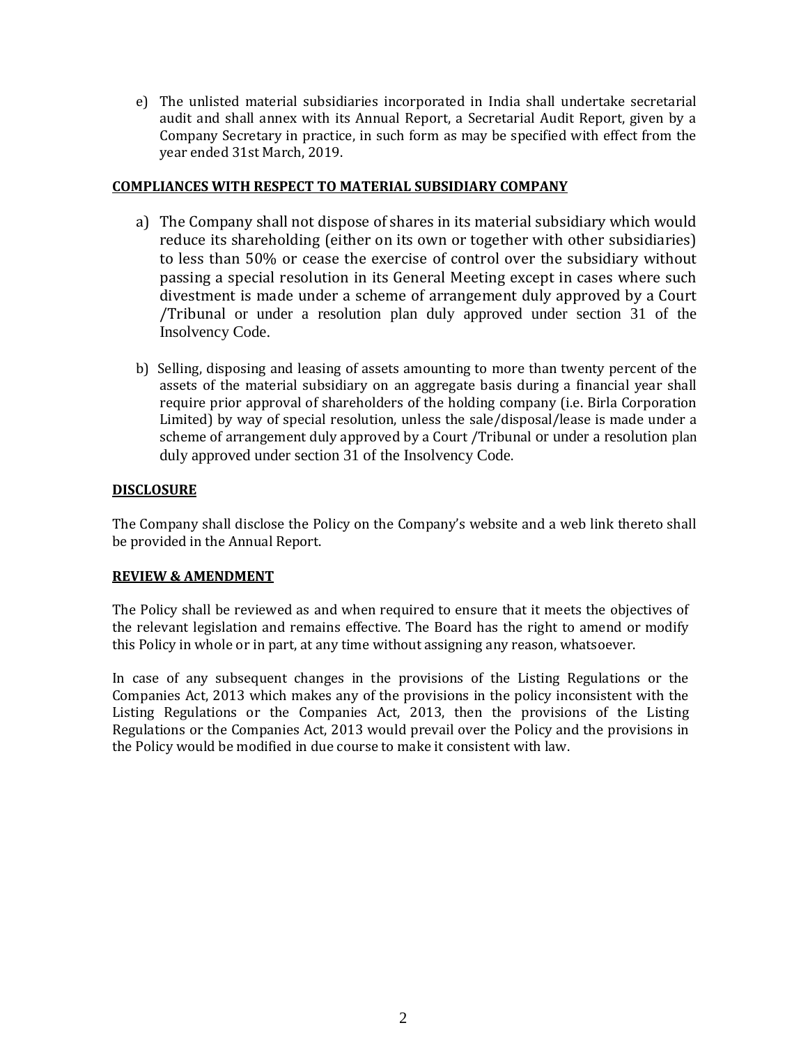e) The unlisted material subsidiaries incorporated in India shall undertake secretarial audit and shall annex with its Annual Report, a Secretarial Audit Report, given by a Company Secretary in practice, in such form as may be specified with effect from the year ended 31st March, 2019.

**COMPLIANCES WITH RESPECT TO MATERIAL SUBSIDIARY COMPANY**

a) The Company shall not dispose of shares in its material subsidiary which would reduce its shareholding (either on its own or together with other subsidiaries) to less than 50% or cease the exercise of control over the subsidiary without passing a special resolution in its General Meeting except in cases where such divestment is made under a scheme of arrangement duly approved by a Court /Tribunal or under a resolution plan duly approved under section 31 of the Insolvency Code.

b) Selling, disposing and leasing of assets amounting to more than twenty percent of the assets of the material subsidiary on an aggregate basis during a financial year shall require prior approval of shareholders of the holding company (i.e. Birla Corporation Limited) by way of special resolution, unless the sale/disposal/lease is made under a scheme of arrangement duly approved by a Court /Tribunal or under a resolution plan duly approved under section 31 of the Insolvency Code.

**DISCLOSURE**

The Company shall disclose the Policy on the Company's website and a web link thereto shall be provided in the Annual Report.

**REVIEW & AMENDMENT**

The Policy shall be reviewed as and when required to ensure that it meets the objectives of the relevant legislation and remains effective. The Board has the right to amend or modify this Policy in whole or in part, at any time without assigning any reason, whatsoever.

In case of any subsequent changes in the provisions of the Listing Regulations or the Companies Act, 2013 which makes any of the provisions in the policy inconsistent with the Listing Regulations or the Companies Act, 2013, then the provisions of the Listing Regulations or the Companies Act, 2013 would prevail over the Policy and the provisions in the Policy would be modified in due course to make it consistent with law.